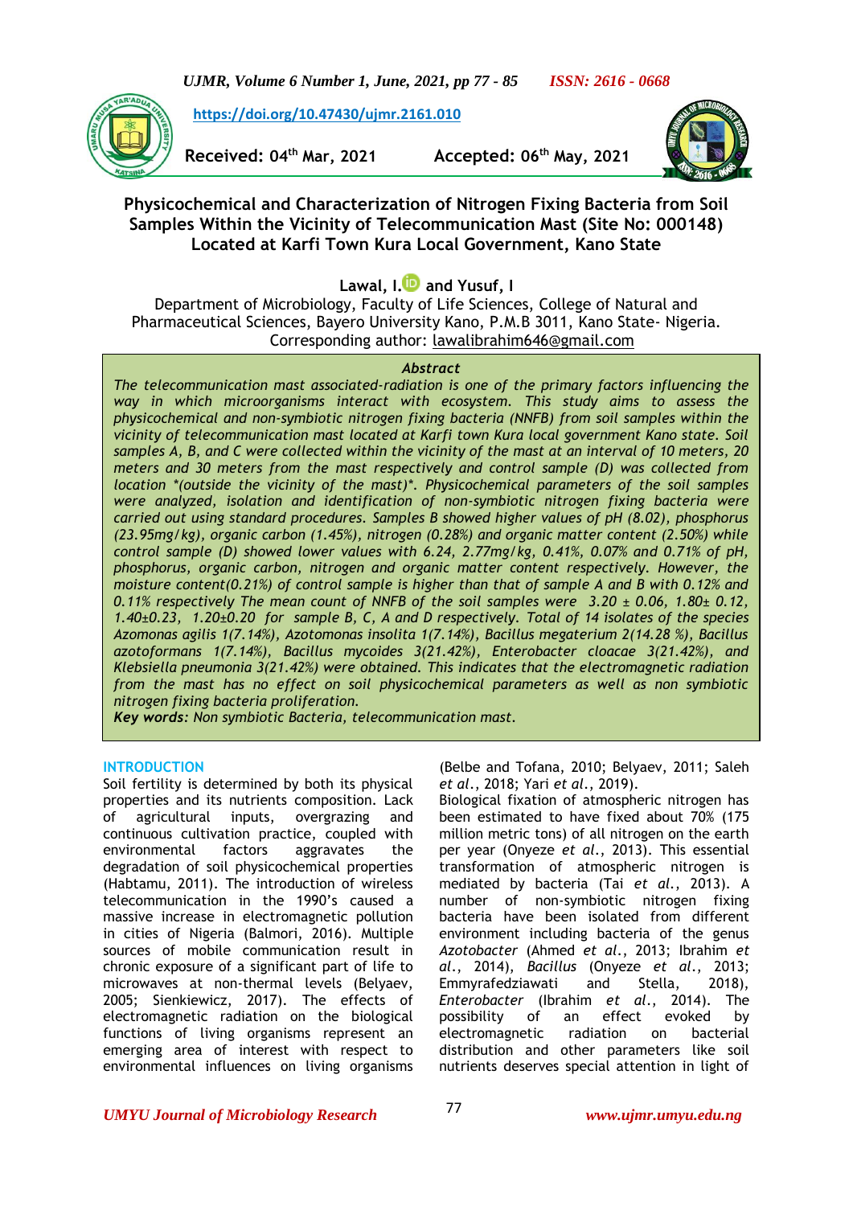https://doi.org/10.47430/ujmr.2161.010

**Received: 04th Mar, 2021** **Accepted: 06th May, 2021**

# Physicochemical and Characterization of Nitrogen Fixing Bacteria from Soil Samples Within the Vicinity of Telecommunication Mast (Site No: 000148) Located at Karfi Town Kura Local Government, Kano State

**Lawal, I. and Yusuf, I**

Department of Microbiology, Faculty of Life Sciences, College of Natural and Pharmaceutical Sciences, Bayero University Kano, P.M.B 3011, Kano State- Nigeria.
Corresponding author: lawalibrahim646@gmail.com

### *Abstract*

*The telecommunication mast associated-radiation is one of the primary factors influencing the way in which microorganisms interact with ecosystem. This study aims to assess the physicochemical and non-symbiotic nitrogen fixing bacteria (NNFB) from soil samples within the vicinity of telecommunication mast located at Karfi town Kura local government Kano state. Soil samples A, B, and C were collected within the vicinity of the mast at an interval of 10 meters, 20 meters and 30 meters from the mast respectively and control sample (D) was collected from location \*(outside the vicinity of the mast)\*. Physicochemical parameters of the soil samples were analyzed, isolation and identification of non-symbiotic nitrogen fixing bacteria were carried out using standard procedures. Samples B showed higher values of pH (8.02), phosphorus (23.95mg/kg), organic carbon (1.45%), nitrogen (0.28%) and organic matter content (2.50%) while control sample (D) showed lower values with 6.24, 2.77mg/kg, 0.41%, 0.07% and 0.71% of pH, phosphorus, organic carbon, nitrogen and organic matter content respectively. However, the moisture content(0.21%) of control sample is higher than that of sample A and B with 0.12% and 0.11% respectively The mean count of NNFB of the soil samples were 3.20 ± 0.06, 1.80± 0.12, 1.40±0.23, 1.20±0.20 for sample B, C, A and D respectively. Total of 14 isolates of the species Azomonas agilis 1(7.14%), Azotomonas insolita 1(7.14%), Bacillus megaterium 2(14.28 %), Bacillus azotoformans 1(7.14%), Bacillus mycoides 3(21.42%), Enterobacter cloacae 3(21.42%), and Klebsiella pneumonia 3(21.42%) were obtained. This indicates that the electromagnetic radiation from the mast has no effect on soil physicochemical parameters as well as non symbiotic nitrogen fixing bacteria proliferation.*

***Key words****: Non symbiotic Bacteria, telecommunication mast.*

## INTRODUCTION

Soil fertility is determined by both its physical properties and its nutrients composition. Lack of agricultural inputs, overgrazing and continuous cultivation practice, coupled with environmental factors aggravates the degradation of soil physicochemical properties (Habtamu, 2011). The introduction of wireless telecommunication in the 1990's caused a massive increase in electromagnetic pollution in cities of Nigeria (Balmori, 2016). Multiple sources of mobile communication result in chronic exposure of a significant part of life to microwaves at non-thermal levels (Belyaev, 2005; Sienkiewicz, 2017). The effects of electromagnetic radiation on the biological functions of living organisms represent an emerging area of interest with respect to environmental influences on living organisms (Belbe and Tofana, 2010; Belyaev, 2011; Saleh *et al*., 2018; Yari *et al*., 2019).

Biological fixation of atmospheric nitrogen has been estimated to have fixed about 70% (175 million metric tons) of all nitrogen on the earth per year (Onyeze *et al*., 2013). This essential transformation of atmospheric nitrogen is mediated by bacteria (Tai *et al*., 2013). A number of non-symbiotic nitrogen fixing bacteria have been isolated from different environment including bacteria of the genus *Azotobacter* (Ahmed *et al*., 2013; Ibrahim *et al*., 2014), *Bacillus* (Onyeze *et al*., 2013; Emmyrafedziawati and Stella, 2018), *Enterobacter* (Ibrahim *et al*., 2014). The possibility of an effect evoked by electromagnetic radiation on bacterial distribution and other parameters like soil nutrients deserves special attention in light of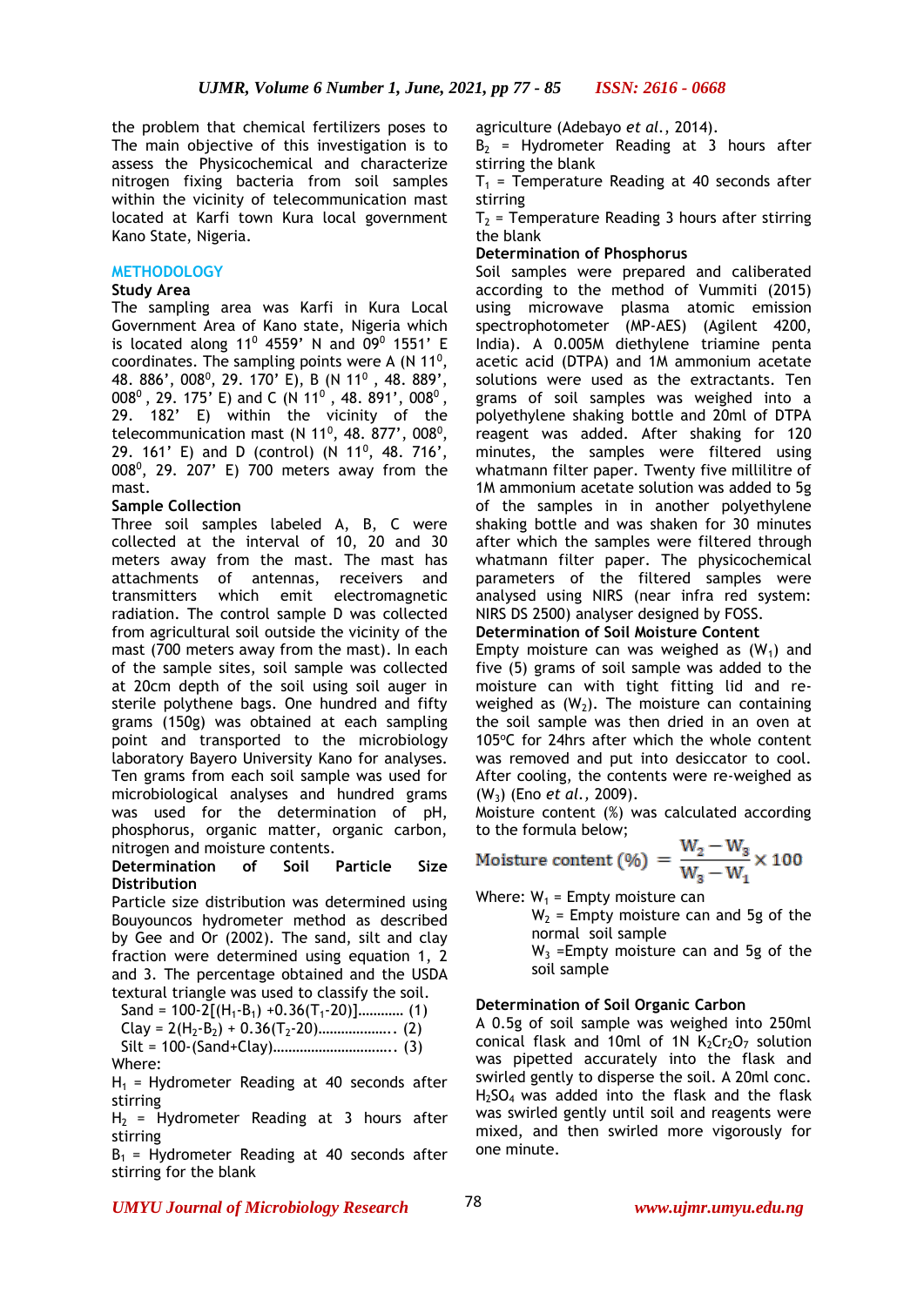the problem that chemical fertilizers poses to The main objective of this investigation is to assess the Physicochemical and characterize nitrogen fixing bacteria from soil samples within the vicinity of telecommunication mast located at Karfi town Kura local government Kano State, Nigeria.

## METHODOLOGY

### Study Area

The sampling area was Karfi in Kura Local Government Area of Kano state, Nigeria which is located along $11^0$ 4559' N and $09^0$ 1551' E coordinates. The sampling points were A (N $11^0$, 48. 886', $008^0$, 29. 170' E), B (N $11^0$ , 48. 889', $008^0$ , 29. 175' E) and C (N $11^0$ , 48. 891', $008^0$ , 29. 182' E) within the vicinity of the telecommunication mast (N $11^0$, 48. 877', $008^0$, 29. 161' E) and D (control) (N $11^0$, 48. 716', $008^0$, 29. 207' E) 700 meters away from the mast.

### Sample Collection

Three soil samples labeled A, B, C were collected at the interval of 10, 20 and 30 meters away from the mast. The mast has attachments of antennas, receivers and transmitters which emit electromagnetic radiation. The control sample D was collected from agricultural soil outside the vicinity of the mast (700 meters away from the mast). In each of the sample sites, soil sample was collected at 20cm depth of the soil using soil auger in sterile polythene bags. One hundred and fifty grams (150g) was obtained at each sampling point and transported to the microbiology laboratory Bayero University Kano for analyses. Ten grams from each soil sample was used for microbiological analyses and hundred grams was used for the determination of pH, phosphorus, organic matter, organic carbon, nitrogen and moisture contents.

### Determination of Soil Particle Size Distribution

Particle size distribution was determined using Bouyouncos hydrometer method as described by Gee and Or (2002). The sand, silt and clay fraction were determined using equation 1, 2 and 3. The percentage obtained and the USDA textural triangle was used to classify the soil.

Sand = $100-2[(H_1-B_1) + 0.36(T_1-20)]$………… (1)

Clay = $2(H_2-B_2) + 0.36(T_2-20)$……………….. (2)

Silt = $100-(\text{Sand}+\text{Clay})$………………………….. (3)

Where:

$H_1$ = Hydrometer Reading at 40 seconds after stirring

$H_2$ = Hydrometer Reading at 3 hours after stirring

$B_1$ = Hydrometer Reading at 40 seconds after stirring for the blank

agriculture (Adebayo *et al.*, 2014).

$B_2$ = Hydrometer Reading at 3 hours after stirring the blank

$T_1$ = Temperature Reading at 40 seconds after stirring

$T_2$ = Temperature Reading 3 hours after stirring the blank

### Determination of Phosphorus

Soil samples were prepared and caliberated according to the method of Vummiti (2015) using microwave plasma atomic emission spectrophotometer (MP-AES) (Agilent 4200, India). A 0.005M diethylene triamine penta acetic acid (DTPA) and 1M ammonium acetate solutions were used as the extractants. Ten grams of soil samples was weighed into a polyethylene shaking bottle and 20ml of DTPA reagent was added. After shaking for 120 minutes, the samples were filtered using whatmann filter paper. Twenty five millilitre of 1M ammonium acetate solution was added to 5g of the samples in in another polyethylene shaking bottle and was shaken for 30 minutes after which the samples were filtered through whatmann filter paper. The physicochemical parameters of the filtered samples were analysed using NIRS (near infra red system: NIRS DS 2500) analyser designed by FOSS.

### Determination of Soil Moisture Content

Empty moisture can was weighed as ($W_1$) and five (5) grams of soil sample was added to the moisture can with tight fitting lid and re-weighed as ($W_2$). The moisture can containing the soil sample was then dried in an oven at 105°C for 24hrs after which the whole content was removed and put into desiccator to cool. After cooling, the contents were re-weighed as ($W_3$) (Eno *et al.*, 2009).

Moisture content (%) was calculated according to the formula below;

$$\text{Moisture content (\%)} = \frac{W_2 - W_3}{W_3 - W_1} \times 100$$

Where: $W_1$ = Empty moisture can

$W_2$ = Empty moisture can and 5g of the normal soil sample

$W_3$ =Empty moisture can and 5g of the soil sample

### Determination of Soil Organic Carbon

A 0.5g of soil sample was weighed into 250ml conical flask and 10ml of 1N $K_2Cr_2O_7$ solution was pipetted accurately into the flask and swirled gently to disperse the soil. A 20ml conc. $H_2SO_4$ was added into the flask and the flask was swirled gently until soil and reagents were mixed, and then swirled more vigorously for one minute.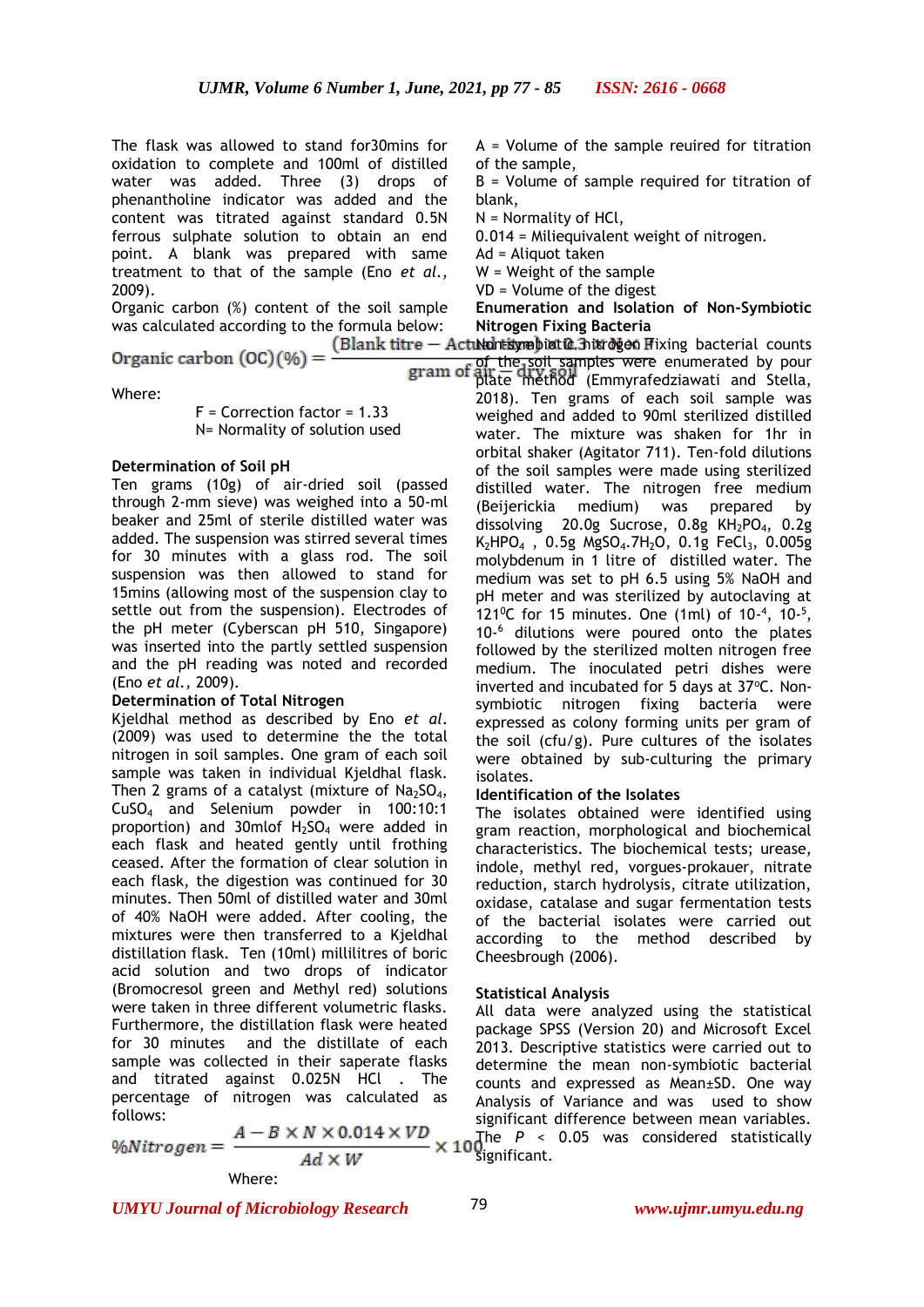The flask was allowed to stand for30mins for oxidation to complete and 100ml of distilled water was added. Three (3) drops of phenantholine indicator was added and the content was titrated against standard 0.5N ferrous sulphate solution to obtain an end point. A blank was prepared with same treatment to that of the sample (Eno *et al.,* 2009).

Organic carbon (%) content of the soil sample was calculated according to the formula below:

$$\text{Organic carbon (OC)(\%)} = \frac{(\text{Blank titre} - \text{Actual titre}) \times 0.3 \times N \times F}{\text{gram of air} - \text{dry soil}}$$

Where:

F = Correction factor = 1.33
N= Normality of solution used

### Determination of Soil pH

Ten grams (10g) of air-dried soil (passed through 2-mm sieve) was weighed into a 50-ml beaker and 25ml of sterile distilled water was added. The suspension was stirred several times for 30 minutes with a glass rod. The soil suspension was then allowed to stand for 15mins (allowing most of the suspension clay to settle out from the suspension). Electrodes of the pH meter (Cyberscan pH 510, Singapore) was inserted into the partly settled suspension and the pH reading was noted and recorded (Eno *et al.,* 2009).

### Determination of Total Nitrogen

Kjeldhal method as described by Eno *et al.* (2009) was used to determine the total nitrogen in soil samples. One gram of each soil sample was taken in individual Kjeldhal flask. Then 2 grams of a catalyst (mixture of $Na_2SO_4$, $CuSO_4$ and Selenium powder in 100:10:1 proportion) and 30mlof $H_2SO_4$ were added in each flask and heated gently until frothing ceased. After the formation of clear solution in each flask, the digestion was continued for 30 minutes. Then 50ml of distilled water and 30ml of 40% NaOH were added. After cooling, the mixtures were then transferred to a Kjeldhal distillation flask. Ten (10ml) millilitres of boric acid solution and two drops of indicator (Bromocresol green and Methyl red) solutions were taken in three different volumetric flasks. Furthermore, the distillation flask were heated for 30 minutes and the distillate of each sample was collected in their saperate flasks and titrated against 0.025N HCl . The percentage of nitrogen was calculated as follows:

$$\%Nitrogen = \frac{A - B \times N \times 0.014 \times VD}{Ad \times W} \times 100$$

Where:

A = Volume of the sample reuired for titration of the sample,
B = Volume of sample required for titration of blank,
N = Normality of HCl,
0.014 = Miliequivalent weight of nitrogen.
Ad = Aliquot taken
W = Weight of the sample
VD = Volume of the digest

### Enumeration and Isolation of Non-Symbiotic Nitrogen Fixing Bacteria

Non-symbiotic nitrogen Fixing bacterial counts of the soil samples were enumerated by pour plate method (Emmyrafedziawati and Stella, 2018). Ten grams of each soil sample was weighed and added to 90ml sterilized distilled water. The mixture was shaken for 1hr in orbital shaker (Agitator 711). Ten-fold dilutions of the soil samples were made using sterilized distilled water. The nitrogen free medium (Beijerickia medium) was prepared by dissolving 20.0g Sucrose, 0.8g $KH_2PO_4$, 0.2g $K_2HPO_4$ , 0.5g $MgSO_4.7H_2O$, 0.1g $FeCl_3$, 0.005g molybdenum in 1 litre of distilled water. The medium was set to pH 6.5 using 5% NaOH and pH meter and was sterilized by autoclaving at $121^0C$ for 15 minutes. One (1ml) of $10^{-4}$, $10^{-5}$, $10^{-6}$ dilutions were poured onto the plates followed by the sterilized molten nitrogen free medium. The inoculated petri dishes were inverted and incubated for 5 days at 37ºC. Non-symbiotic nitrogen fixing bacteria were expressed as colony forming units per gram of the soil (cfu/g). Pure cultures of the isolates were obtained by sub-culturing the primary isolates.

### Identification of the Isolates

The isolates obtained were identified using gram reaction, morphological and biochemical characteristics. The biochemical tests; urease, indole, methyl red, vorgues-prokauer, nitrate reduction, starch hydrolysis, citrate utilization, oxidase, catalase and sugar fermentation tests of the bacterial isolates were carried out according to the method described by Cheesbrough (2006).

### Statistical Analysis

All data were analyzed using the statistical package SPSS (Version 20) and Microsoft Excel 2013. Descriptive statistics were carried out to determine the mean non-symbiotic bacterial counts and expressed as Mean±SD. One way Analysis of Variance and was used to show significant difference between mean variables. The $P < 0.05$ was considered statistically significant.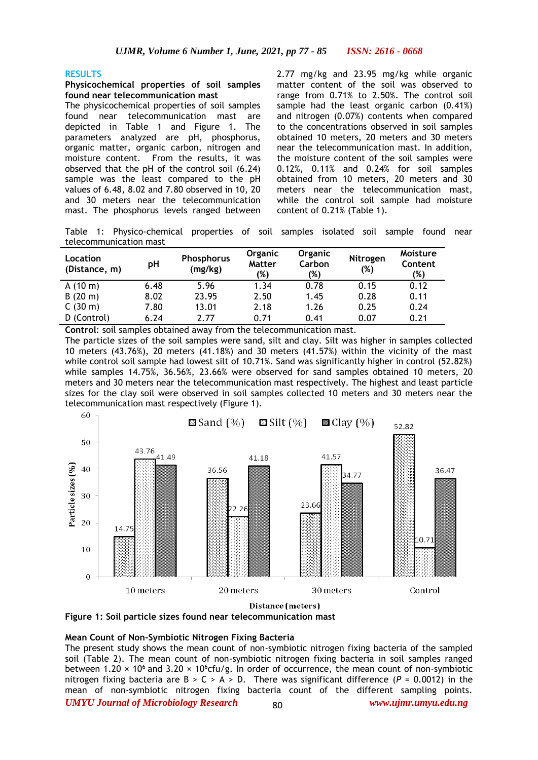## RESULTS

### Physicochemical properties of soil samples found near telecommunication mast

The physicochemical properties of soil samples found near telecommunication mast are depicted in Table 1 and Figure 1. The parameters analyzed are pH, phosphorus, organic matter, organic carbon, nitrogen and moisture content. From the results, it was observed that the pH of the control soil (6.24) sample was the least compared to the pH values of 6.48, 8.02 and 7.80 observed in 10, 20 and 30 meters near the telecommunication mast. The phosphorus levels ranged between 2.77 mg/kg and 23.95 mg/kg while organic matter content of the soil was observed to range from 0.71% to 2.50%. The control soil sample had the least organic carbon (0.41%) and nitrogen (0.07%) contents when compared to the concentrations observed in soil samples obtained 10 meters, 20 meters and 30 meters near the telecommunication mast. In addition, the moisture content of the soil samples were 0.12%, 0.11% and 0.24% for soil samples obtained from 10 meters, 20 meters and 30 meters near the telecommunication mast, while the control soil sample had moisture content of 0.21% (Table 1).

Table 1: Physico-chemical properties of soil samples isolated soil sample found near telecommunication mast

| Location (Distance, m) | pH | Phosphorus (mg/kg) | Organic Matter (%) | Organic Carbon (%) | Nitrogen (%) | Moisture Content (%) |
|---|---|---|---|---|---|---|
| A (10 m) | 6.48 | 5.96 | 1.34 | 0.78 | 0.15 | 0.12 |
| B (20 m) | 8.02 | 23.95 | 2.50 | 1.45 | 0.28 | 0.11 |
| C (30 m) | 7.80 | 13.01 | 2.18 | 1.26 | 0.25 | 0.24 |
| D (Control) | 6.24 | 2.77 | 0.71 | 0.41 | 0.07 | 0.21 |

**Control**: soil samples obtained away from the telecommunication mast.

The particle sizes of the soil samples were sand, silt and clay. Silt was higher in samples collected 10 meters (43.76%), 20 meters (41.18%) and 30 meters (41.57%) within the vicinity of the mast while control soil sample had lowest silt of 10.71%. Sand was significantly higher in control (52.82%) while samples 14.75%, 36.56%, 23.66% were observed for sand samples obtained 10 meters, 20 meters and 30 meters near the telecommunication mast respectively. The highest and least particle sizes for the clay soil were observed in soil samples collected 10 meters and 30 meters near the telecommunication mast respectively (Figure 1).

| Distance (meters) | Sand (%) | Silt (%) | Clay (%) |
|---|---|---|---|
| 10 meters | 14.75 | 43.76 | 41.49 |
| 20 meters | 36.56 | 22.26 | 41.18 |
| 30 meters | 23.66 | 41.57 | 34.77 |
| Control | 52.82 | 10.71 | 36.47 |

**Figure 1: Soil particle sizes found near telecommunication mast**

### Mean Count of Non-Symbiotic Nitrogen Fixing Bacteria

The present study shows the mean count of non-symbiotic nitrogen fixing bacteria of the sampled soil (Table 2). The mean count of non-symbiotic nitrogen fixing bacteria in soil samples ranged between $1.20 \times 10^6$ and $3.20 \times 10^6$cfu/g. In order of occurrence, the mean count of non-symbiotic nitrogen fixing bacteria are B > C > A > D. There was significant difference ($P = 0.0012$) in the mean of non-symbiotic nitrogen fixing bacteria count of the different sampling points.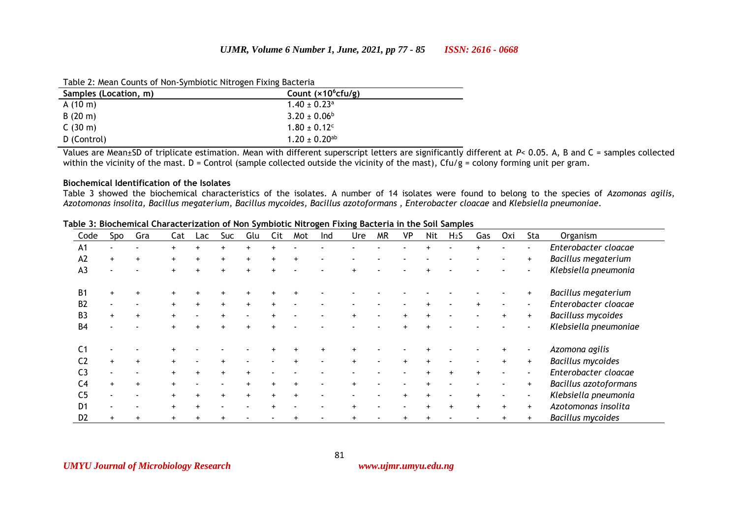Table 2: Mean Counts of Non-Symbiotic Nitrogen Fixing Bacteria

| Samples (Location, m) | Count ($\times10^6$cfu/g) |
|---|---|
| A (10 m) | $1.40 \pm 0.23^a$ |
| B (20 m) | $3.20 \pm 0.06^b$ |
| C (30 m) | $1.80 \pm 0.12^c$ |
| D (Control) | $1.20 \pm 0.20^{ab}$ |

Values are Mean±SD of triplicate estimation. Mean with different superscript letters are significantly different at $P< 0.05$. A, B and C = samples collected within the vicinity of the mast. D = Control (sample collected outside the vicinity of the mast), Cfu/g = colony forming unit per gram.

**Biochemical Identification of the Isolates**

Table 3 showed the biochemical characteristics of the isolates. A number of 14 isolates were found to belong to the species of *Azomonas agilis, Azotomonas insolita, Bacillus megaterium, Bacillus mycoides, Bacillus azotoformans* , *Enterobacter cloacae* and *Klebsiella pneumoniae*.

**Table 3: Biochemical Characterization of Non Symbiotic Nitrogen Fixing Bacteria in the Soil Samples**

| Code | Spo | Gra | Cat | Lac | Suc | Glu | Cit | Mot | Ind | Ure | MR | VP | Nit | $H_2S$ | Gas | Oxi | Sta | Organism |
|---|---|---|---|---|---|---|---|---|---|---|---|---|---|---|---|---|---|---|
| A1 | - | - | + | + | + | + | + | - | - | - | - | - | + | - | + | - | - | *Enterobacter cloacae* |
| A2 | + | + | + | + | + | + | + | + | - | - | - | - | - | - | - | - | + | *Bacillus megaterium* |
| A3 | - | - | + | + | + | + | + | - | - | + | - | - | + | - | - | - | - | *Klebsiella pneumonia* |
| B1 | + | + | + | + | + | + | + | + | - | - | - | - | - | - | - | - | + | *Bacillus megaterium* |
| B2 | - | - | + | + | + | + | + | - | - | - | - | - | + | - | + | - | - | *Enterobacter cloacae* |
| B3 | + | + | + | - | + | - | + | - | - | + | - | + | + | - | - | + | + | *Bacilluss mycoides* |
| B4 | - | - | + | + | + | + | + | - | - | - | - | + | + | - | - | - | - | *Klebsiella pneumoniae* |
| C1 | - | - | + | - | - | - | + | + | + | + | - | - | + | - | - | + | - | *Azomona agilis* |
| C2 | + | + | + | - | + | - | - | + | - | + | - | + | + | - | - | + | + | *Bacillus mycoides* |
| C3 | - | - | + | + | + | + | - | - | - | - | - | - | + | + | + | - | - | *Enterobacter cloacae* |
| C4 | + | + | + | - | - | + | + | + | - | + | - | - | + | - | - | - | + | *Bacillus azotoformans* |
| C5 | - | - | + | + | + | + | + | + | - | - | - | + | + | - | + | - | - | *Klebsiella pneumonia* |
| D1 | - | - | + | + | - | - | + | - | - | + | - | - | + | + | + | + | + | *Azotomonas insolita* |
| D2 | + | + | + | + | + | - | - | + | - | + | - | + | + | - | - | + | + | *Bacillus mycoides* |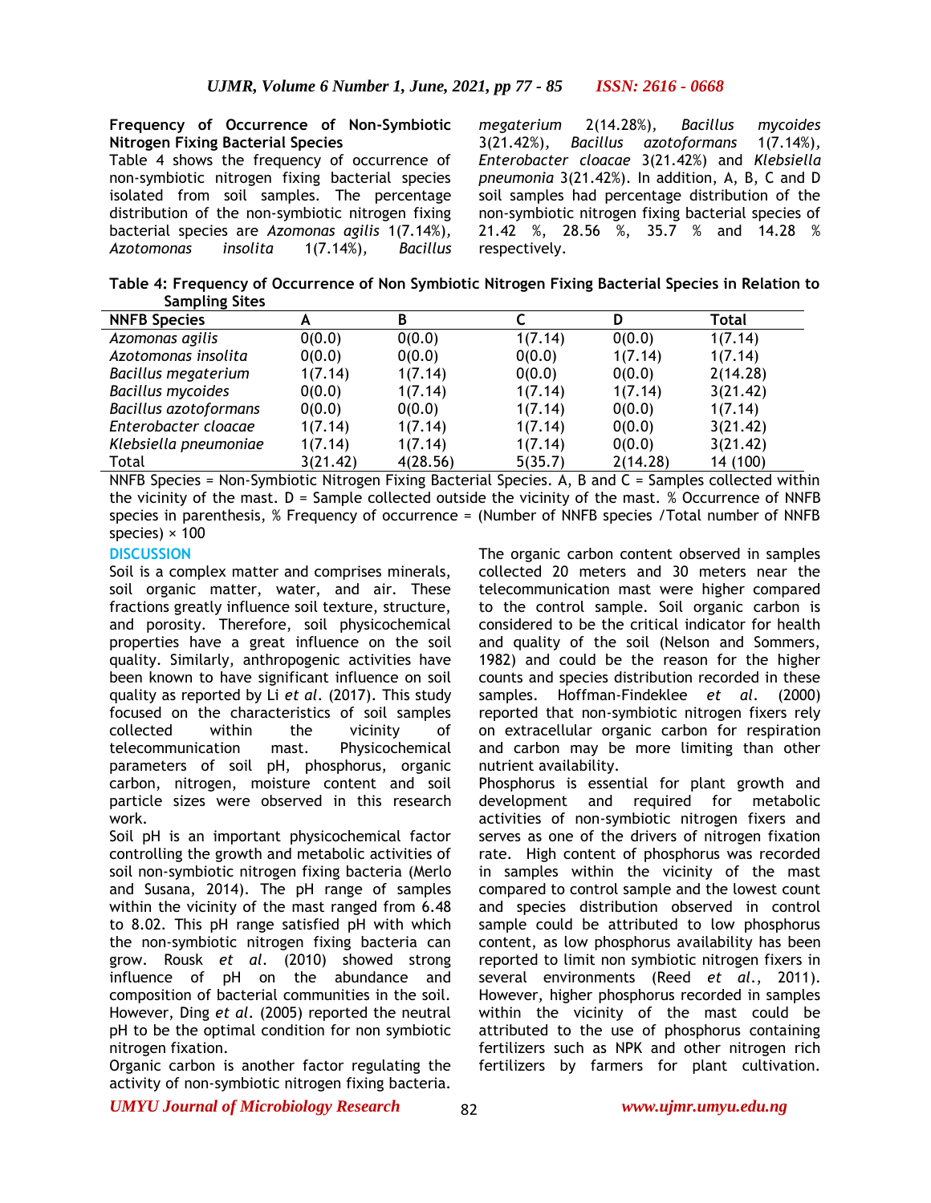**Frequency of Occurrence of Non-Symbiotic Nitrogen Fixing Bacterial Species**

Table 4 shows the frequency of occurrence of non-symbiotic nitrogen fixing bacterial species isolated from soil samples. The percentage distribution of the non-symbiotic nitrogen fixing bacterial species are *Azomonas agilis* 1(7.14%), *Azotomonas insolita* 1(7.14%), *Bacillus megaterium* 2(14.28%), *Bacillus mycoides* 3(21.42%), *Bacillus azotoformans* 1(7.14%), *Enterobacter cloacae* 3(21.42%) and *Klebsiella pneumonia* 3(21.42%). In addition, A, B, C and D soil samples had percentage distribution of the non-symbiotic nitrogen fixing bacterial species of 21.42 %, 28.56 %, 35.7 % and 14.28 % respectively.

**Table 4: Frequency of Occurrence of Non Symbiotic Nitrogen Fixing Bacterial Species in Relation to Sampling Sites**

| NNFB Species | A | B | C | D | Total |
|---|---|---|---|---|---|
| *Azomonas agilis* | 0(0.0) | 0(0.0) | 1(7.14) | 0(0.0) | 1(7.14) |
| *Azotomonas insolita* | 0(0.0) | 0(0.0) | 0(0.0) | 1(7.14) | 1(7.14) |
| *Bacillus megaterium* | 1(7.14) | 1(7.14) | 0(0.0) | 0(0.0) | 2(14.28) |
| *Bacillus mycoides* | 0(0.0) | 1(7.14) | 1(7.14) | 1(7.14) | 3(21.42) |
| *Bacillus azotoformans* | 0(0.0) | 0(0.0) | 1(7.14) | 0(0.0) | 1(7.14) |
| *Enterobacter cloacae* | 1(7.14) | 1(7.14) | 1(7.14) | 0(0.0) | 3(21.42) |
| *Klebsiella pneumoniae* | 1(7.14) | 1(7.14) | 1(7.14) | 0(0.0) | 3(21.42) |
| Total | 3(21.42) | 4(28.56) | 5(35.7) | 2(14.28) | 14 (100) |

NNFB Species = Non-Symbiotic Nitrogen Fixing Bacterial Species. A, B and C = Samples collected within the vicinity of the mast. D = Sample collected outside the vicinity of the mast. % Occurrence of NNFB species in parenthesis, % Frequency of occurrence = (Number of NNFB species /Total number of NNFB species) × 100

## DISCUSSION

Soil is a complex matter and comprises minerals, soil organic matter, water, and air. These fractions greatly influence soil texture, structure, and porosity. Therefore, soil physicochemical properties have a great influence on the soil quality. Similarly, anthropogenic activities have been known to have significant influence on soil quality as reported by Li *et al*. (2017). This study focused on the characteristics of soil samples collected within the vicinity of telecommunication mast. Physicochemical parameters of soil pH, phosphorus, organic carbon, nitrogen, moisture content and soil particle sizes were observed in this research work.

Soil pH is an important physicochemical factor controlling the growth and metabolic activities of soil non-symbiotic nitrogen fixing bacteria (Merlo and Susana, 2014). The pH range of samples within the vicinity of the mast ranged from 6.48 to 8.02. This pH range satisfied pH with which the non-symbiotic nitrogen fixing bacteria can grow. Rousk *et al*. (2010) showed strong influence of pH on the abundance and composition of bacterial communities in the soil. However, Ding *et al*. (2005) reported the neutral pH to be the optimal condition for non symbiotic nitrogen fixation.

Organic carbon is another factor regulating the activity of non-symbiotic nitrogen fixing bacteria. The organic carbon content observed in samples collected 20 meters and 30 meters near the telecommunication mast were higher compared to the control sample. Soil organic carbon is considered to be the critical indicator for health and quality of the soil (Nelson and Sommers, 1982) and could be the reason for the higher counts and species distribution recorded in these samples. Hoffman-Findeklee *et al*. (2000) reported that non-symbiotic nitrogen fixers rely on extracellular organic carbon for respiration and carbon may be more limiting than other nutrient availability.

Phosphorus is essential for plant growth and development and required for metabolic activities of non-symbiotic nitrogen fixers and serves as one of the drivers of nitrogen fixation rate. High content of phosphorus was recorded in samples within the vicinity of the mast compared to control sample and the lowest count and species distribution observed in control sample could be attributed to low phosphorus content, as low phosphorus availability has been reported to limit non symbiotic nitrogen fixers in several environments (Reed *et al*., 2011). However, higher phosphorus recorded in samples within the vicinity of the mast could be attributed to the use of phosphorus containing fertilizers such as NPK and other nitrogen rich fertilizers by farmers for plant cultivation.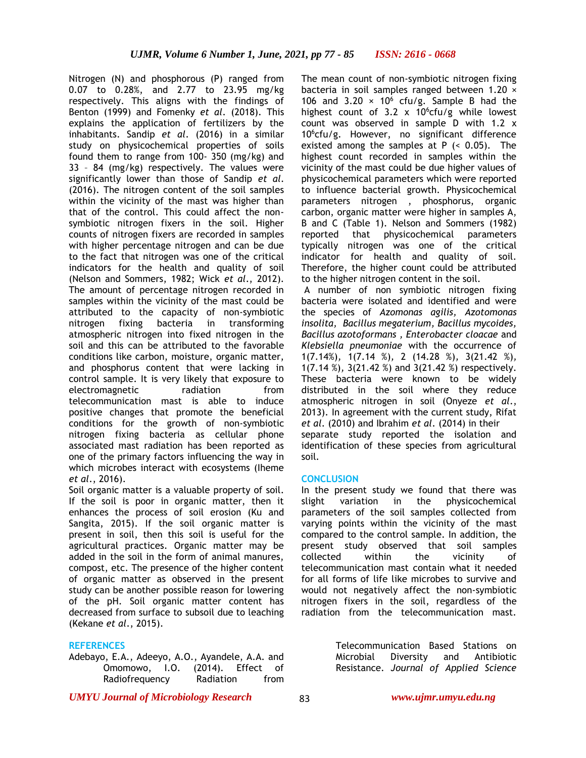Nitrogen (N) and phosphorous (P) ranged from 0.07 to 0.28%, and 2.77 to 23.95 mg/kg respectively. This aligns with the findings of Benton (1999) and Fomenky *et al*. (2018). This explains the application of fertilizers by the inhabitants. Sandip *et al*. (2016) in a similar study on physicochemical properties of soils found them to range from 100- 350 (mg/kg) and 33 – 84 (mg/kg) respectively. The values were significantly lower than those of Sandip *et al*. (2016). The nitrogen content of the soil samples within the vicinity of the mast was higher than that of the control. This could affect the non-symbiotic nitrogen fixers in the soil. Higher counts of nitrogen fixers are recorded in samples with higher percentage nitrogen and can be due to the fact that nitrogen was one of the critical indicators for the health and quality of soil (Nelson and Sommers, 1982; Wick *et al*., 2012). The amount of percentage nitrogen recorded in samples within the vicinity of the mast could be attributed to the capacity of non-symbiotic nitrogen fixing bacteria in transforming atmospheric nitrogen into fixed nitrogen in the soil and this can be attributed to the favorable conditions like carbon, moisture, organic matter, and phosphorus content that were lacking in control sample. It is very likely that exposure to electromagnetic radiation from telecommunication mast is able to induce positive changes that promote the beneficial conditions for the growth of non-symbiotic nitrogen fixing bacteria as cellular phone associated mast radiation has been reported as one of the primary factors influencing the way in which microbes interact with ecosystems (Iheme *et al*., 2016).

Soil organic matter is a valuable property of soil. If the soil is poor in organic matter, then it enhances the process of soil erosion (Ku and Sangita, 2015). If the soil organic matter is present in soil, then this soil is useful for the agricultural practices. Organic matter may be added in the soil in the form of animal manures, compost, etc. The presence of the higher content of organic matter as observed in the present study can be another possible reason for lowering of the pH. Soil organic matter content has decreased from surface to subsoil due to leaching (Kekane *et al*., 2015).

The mean count of non-symbiotic nitrogen fixing bacteria in soil samples ranged between 1.20 × 106 and 3.20 × $10^6$ cfu/g. Sample B had the highest count of 3.2 x $10^6$cfu/g while lowest count was observed in sample D with 1.2 x $10^6$cfu/g. However, no significant difference existed among the samples at P (< 0.05). The highest count recorded in samples within the vicinity of the mast could be due higher values of physicochemical parameters which were reported to influence bacterial growth. Physicochemical parameters nitrogen , phosphorus, organic carbon, organic matter were higher in samples A, B and C (Table 1). Nelson and Sommers (1982) reported that physicochemical parameters typically nitrogen was one of the critical indicator for health and quality of soil. Therefore, the higher count could be attributed to the higher nitrogen content in the soil.

A number of non symbiotic nitrogen fixing bacteria were isolated and identified and were the species of *Azomonas agilis, Azotomonas insolita, Bacillus megaterium, Bacillus mycoides, Bacillus azotoformans , Enterobacter cloacae* and *Klebsiella pneumoniae* with the occurrence of 1(7.14%), 1(7.14 %), 2 (14.28 %), 3(21.42 %), 1(7.14 %), 3(21.42 %) and 3(21.42 %) respectively. These bacteria were known to be widely distributed in the soil where they reduce atmospheric nitrogen in soil (Onyeze *et al*., 2013). In agreement with the current study, Rifat *et al*. (2010) and Ibrahim *et al*. (2014) in their separate study reported the isolation and identification of these species from agricultural soil.

## CONCLUSION

In the present study we found that there was slight variation in the physicochemical parameters of the soil samples collected from varying points within the vicinity of the mast compared to the control sample. In addition, the present study observed that soil samples collected within the vicinity of telecommunication mast contain what it needed for all forms of life like microbes to survive and would not negatively affect the non-symbiotic nitrogen fixers in the soil, regardless of the radiation from the telecommunication mast.

## REFERENCES

Adebayo, E.A., Adeeyo, A.O., Ayandele, A.A. and Omomowo, I.O. (2014). Effect of Radiofrequency Radiation from Telecommunication Based Stations on Microbial Diversity and Antibiotic Resistance. *Journal of Applied Science*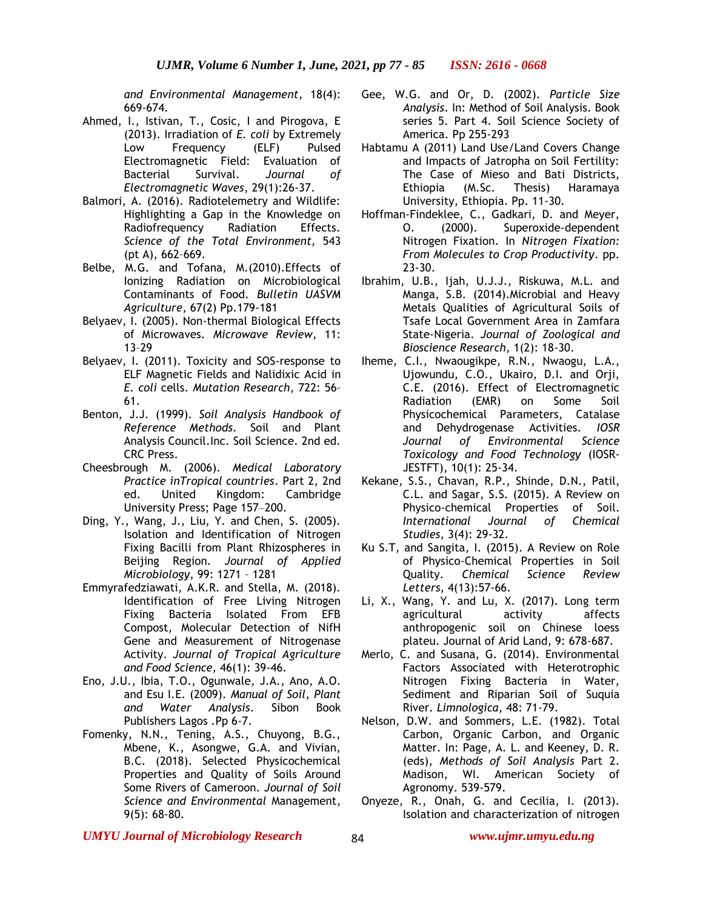*and Environmental Management,* 18(4): 669-674.

Ahmed, I., Istivan, T., Cosic, I and Pirogova, E (2013). Irradiation of *E. coli* by Extremely Low Frequency (ELF) Pulsed Electromagnetic Field: Evaluation of Bacterial Survival. *Journal of Electromagnetic Waves,* 29(1):26-37.

Balmori, A. (2016). Radiotelemetry and Wildlife: Highlighting a Gap in the Knowledge on Radiofrequency Radiation Effects. *Science of the Total Environment,* 543 (pt A), 662–669.

Belbe, M.G. and Tofana, M.(2010).Effects of Ionizing Radiation on Microbiological Contaminants of Food. *Bulletin UASVM Agriculture*, 67(2) Pp.179-181

Belyaev, I. (2005). Non-thermal Biological Effects of Microwaves. *Microwave Review,* 11: 13–29

Belyaev, I. (2011). Toxicity and SOS-response to ELF Magnetic Fields and Nalidixic Acid in *E. coli* cells. *Mutation Research*, 722: 56–61.

Benton, J.J. (1999). *Soil Analysis Handbook of Reference Methods*. Soil and Plant Analysis Council.Inc. Soil Science. 2nd ed. CRC Press.

Cheesbrough M. (2006). *Medical Laboratory Practice inTropical countries*. Part 2, 2nd ed. United Kingdom: Cambridge University Press; Page 157–200.

Ding, Y., Wang, J., Liu, Y. and Chen, S. (2005). Isolation and Identification of Nitrogen Fixing Bacilli from Plant Rhizospheres in Beijing Region. *Journal of Applied Microbiology*, 99: 1271 – 1281

Emmyrafedziawati, A.K.R. and Stella, M. (2018). Identification of Free Living Nitrogen Fixing Bacteria Isolated From EFB Compost, Molecular Detection of NifH Gene and Measurement of Nitrogenase Activity. *Journal of Tropical Agriculture and Food Science,* 46(1): 39-46.

Eno, J.U., Ibia, T.O., Ogunwale, J.A., Ano, A.O. and Esu I.E. (2009). *Manual of Soil, Plant and Water Analysis*. Sibon Book Publishers Lagos .Pp 6-7.

Fomenky, N.N., Tening, A.S., Chuyong, B.G., Mbene, K., Asongwe, G.A. and Vivian, B.C. (2018). Selected Physicochemical Properties and Quality of Soils Around Some Rivers of Cameroon. *Journal of Soil Science and Environmental* Management, 9(5): 68-80.

Gee, W.G. and Or, D. (2002). *Particle Size Analysis*. In: Method of Soil Analysis. Book series 5. Part 4. Soil Science Society of America. Pp 255-293

Habtamu A (2011) Land Use/Land Covers Change and Impacts of Jatropha on Soil Fertility: The Case of Mieso and Bati Districts, Ethiopia (M.Sc. Thesis) Haramaya University, Ethiopia. Pp. 11-30.

Hoffman-Findeklee, C., Gadkari, D. and Meyer, O. (2000). Superoxide-dependent Nitrogen Fixation. In *Nitrogen Fixation: From Molecules to Crop Productivity*. pp. 23-30.

Ibrahim, U.B., Ijah, U.J.J., Riskuwa, M.L. and Manga, S.B. (2014).Microbial and Heavy Metals Qualities of Agricultural Soils of Tsafe Local Government Area in Zamfara State-Nigeria. *Journal of Zoological and Bioscience Research*, 1(2): 18-30.

Iheme, C.I., Nwaougikpe, R.N., Nwaogu, L.A., Ujowundu, C.O., Ukairo, D.I. and Orji, C.E. (2016). Effect of Electromagnetic Radiation (EMR) on Some Soil Physicochemical Parameters, Catalase and Dehydrogenase Activities. *IOSR Journal of Environmental Science Toxicology and Food Technology* (IOSR-JESTFT), 10(1): 25-34.

Kekane, S.S., Chavan, R.P., Shinde, D.N., Patil, C.L. and Sagar, S.S. (2015). A Review on Physico-chemical Properties of Soil. *International Journal of Chemical Studies,* 3(4): 29-32.

Ku S.T, and Sangita, I. (2015). A Review on Role of Physico-Chemical Properties in Soil Quality. *Chemical Science Review Letters*, 4(13):57-66.

Li, X., Wang, Y. and Lu, X. (2017). Long term agricultural activity affects anthropogenic soil on Chinese loess plateu. Journal of Arid Land, 9: 678-687.

Merlo, C. and Susana, G. (2014). Environmental Factors Associated with Heterotrophic Nitrogen Fixing Bacteria in Water, Sediment and Riparian Soil of Suquia River. *Limnologica,* 48: 71-79.

Nelson, D.W. and Sommers, L.E. (1982). Total Carbon, Organic Carbon, and Organic Matter. In: Page, A. L. and Keeney, D. R. (eds), *Methods of Soil Analysis* Part 2. Madison, WI. American Society of Agronomy. 539-579.

Onyeze, R., Onah, G. and Cecilia, I. (2013). Isolation and characterization of nitrogen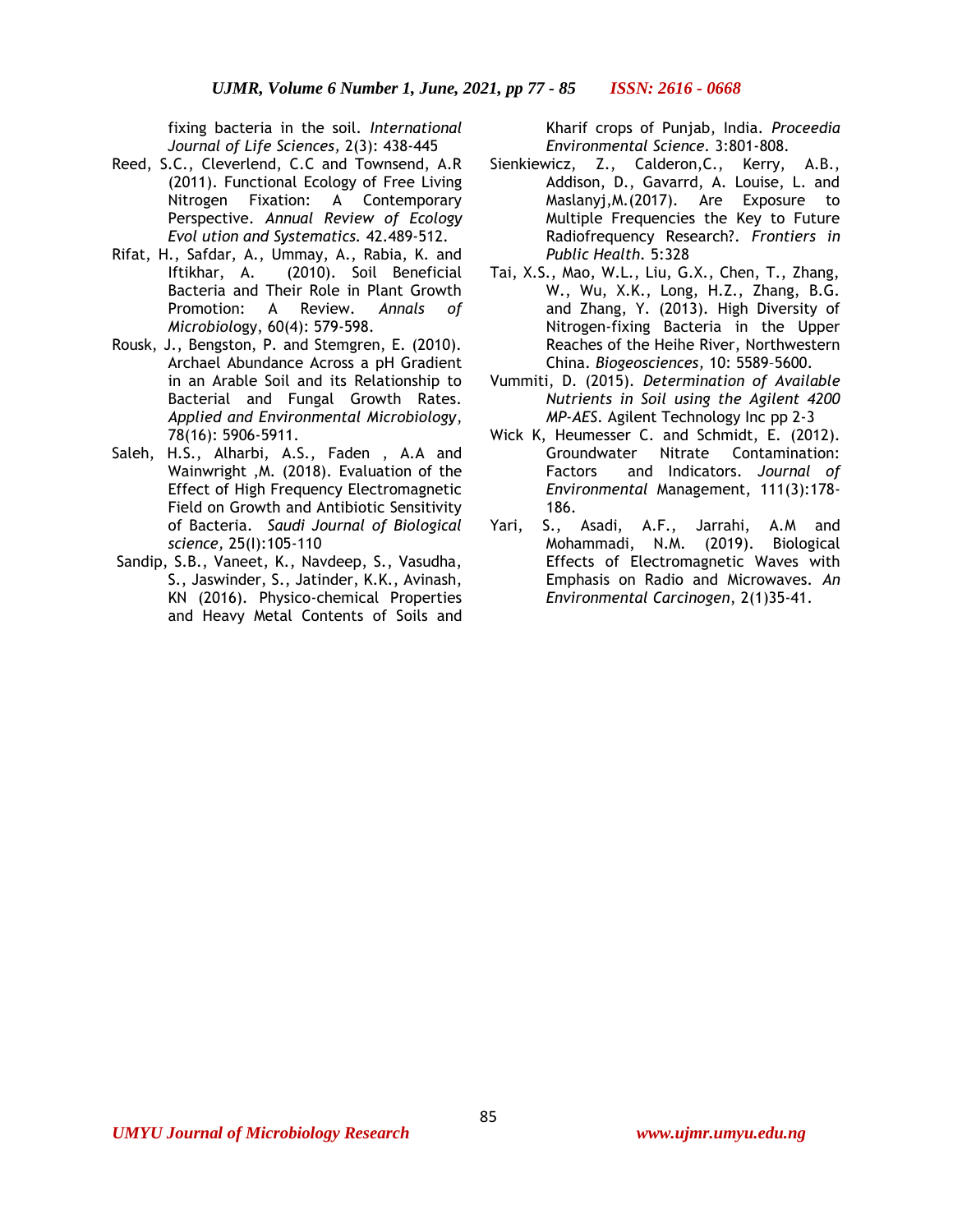fixing bacteria in the soil. *International Journal of Life Sciences,* 2(3): 438-445

Reed, S.C., Cleverlend, C.C and Townsend, A.R (2011). Functional Ecology of Free Living Nitrogen Fixation: A Contemporary Perspective. *Annual Review of Ecology Evol ution and Systematics.* 42.489-512.

Rifat, H., Safdar, A., Ummay, A., Rabia, K. and Iftikhar, A. (2010). Soil Beneficial Bacteria and Their Role in Plant Growth Promotion: A Review. *Annals of Microbiol*ogy, 60(4): 579-598.

Rousk, J., Bengston, P. and Stemgren, E. (2010). Archael Abundance Across a pH Gradient in an Arable Soil and its Relationship to Bacterial and Fungal Growth Rates. *Applied and Environmental Microbiology,* 78(16): 5906-5911.

Saleh, H.S., Alharbi, A.S., Faden , A.A and Wainwright ,M. (2018). Evaluation of the Effect of High Frequency Electromagnetic Field on Growth and Antibiotic Sensitivity of Bacteria. *Saudi Journal of Biological science,* 25(l):105-110

Sandip, S.B., Vaneet, K., Navdeep, S., Vasudha, S., Jaswinder, S., Jatinder, K.K., Avinash, KN (2016). Physico-chemical Properties and Heavy Metal Contents of Soils and Kharif crops of Punjab, India. *Proceedia Environmental Science.* 3:801-808.

Sienkiewicz, Z., Calderon,C., Kerry, A.B., Addison, D., Gavarrd, A. Louise, L. and Maslanyj,M.(2017). Are Exposure to Multiple Frequencies the Key to Future Radiofrequency Research?. *Frontiers in Public Health.* 5:328

Tai, X.S., Mao, W.L., Liu, G.X., Chen, T., Zhang, W., Wu, X.K., Long, H.Z., Zhang, B.G. and Zhang, Y. (2013). High Diversity of Nitrogen-fixing Bacteria in the Upper Reaches of the Heihe River, Northwestern China. *Biogeosciences,* 10: 5589–5600.

Vummiti, D. (2015). *Determination of Available Nutrients in Soil using the Agilent 4200 MP-AES*. Agilent Technology Inc pp 2-3

Wick K, Heumesser C. and Schmidt, E. (2012). Groundwater Nitrate Contamination: Factors and Indicators. *Journal of Environmental* Management, 111(3):178-186.

Yari, S., Asadi, A.F., Jarrahi, A.M and Mohammadi, N.M. (2019). Biological Effects of Electromagnetic Waves with Emphasis on Radio and Microwaves. *An Environmental Carcinogen*, 2(1)35-41.